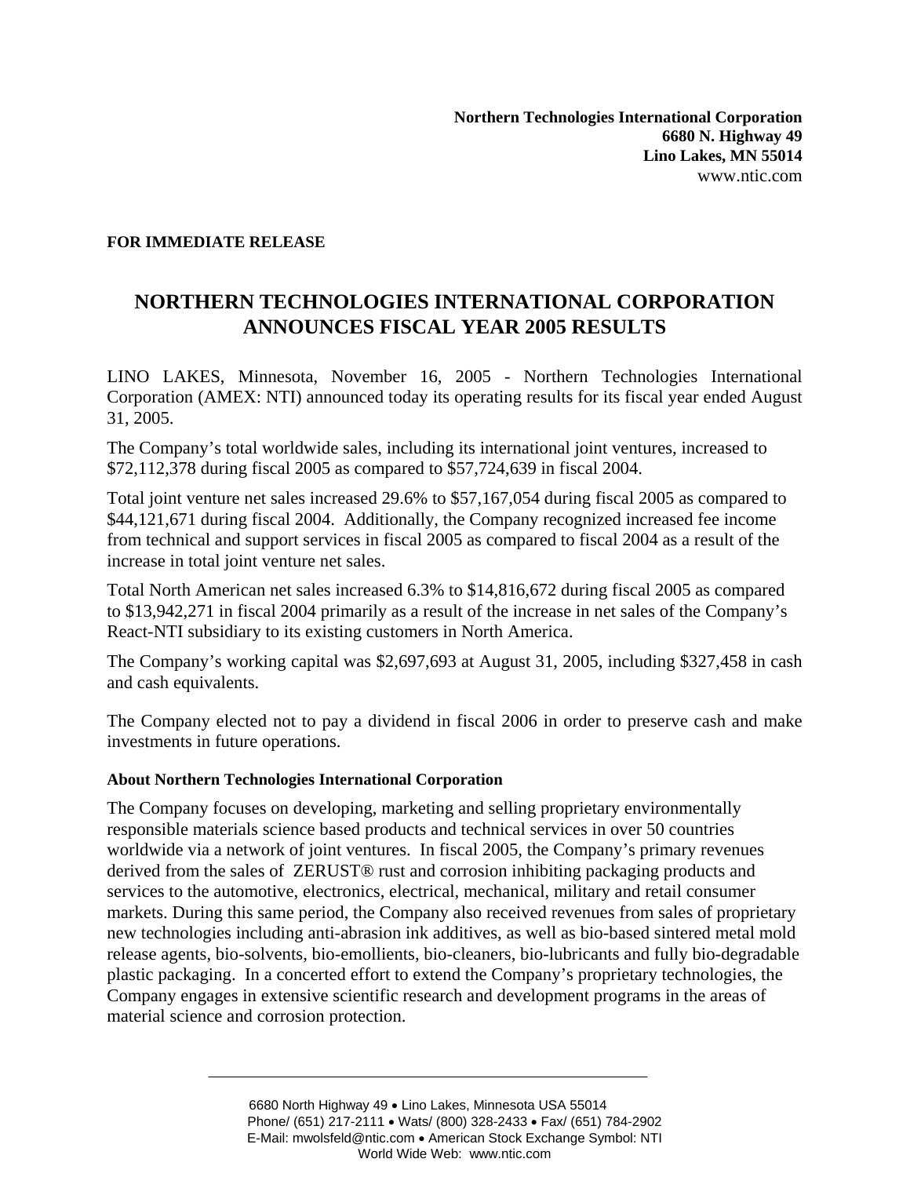**Northern Technologies International Corporation**
**6680 N. Highway 49**
**Lino Lakes, MN 55014**
www.ntic.com

**FOR IMMEDIATE RELEASE**

# NORTHERN TECHNOLOGIES INTERNATIONAL CORPORATION ANNOUNCES FISCAL YEAR 2005 RESULTS

LINO LAKES, Minnesota, November 16, 2005 - Northern Technologies International Corporation (AMEX: NTI) announced today its operating results for its fiscal year ended August 31, 2005.

The Company's total worldwide sales, including its international joint ventures, increased to $72,112,378 during fiscal 2005 as compared to $57,724,639 in fiscal 2004.

Total joint venture net sales increased 29.6% to $57,167,054 during fiscal 2005 as compared to $44,121,671 during fiscal 2004. Additionally, the Company recognized increased fee income from technical and support services in fiscal 2005 as compared to fiscal 2004 as a result of the increase in total joint venture net sales.

Total North American net sales increased 6.3% to $14,816,672 during fiscal 2005 as compared to $13,942,271 in fiscal 2004 primarily as a result of the increase in net sales of the Company's React-NTI subsidiary to its existing customers in North America.

The Company's working capital was $2,697,693 at August 31, 2005, including $327,458 in cash and cash equivalents.

The Company elected not to pay a dividend in fiscal 2006 in order to preserve cash and make investments in future operations.

**About Northern Technologies International Corporation**

The Company focuses on developing, marketing and selling proprietary environmentally responsible materials science based products and technical services in over 50 countries worldwide via a network of joint ventures. In fiscal 2005, the Company's primary revenues derived from the sales of ZERUST® rust and corrosion inhibiting packaging products and services to the automotive, electronics, electrical, mechanical, military and retail consumer markets. During this same period, the Company also received revenues from sales of proprietary new technologies including anti-abrasion ink additives, as well as bio-based sintered metal mold release agents, bio-solvents, bio-emollients, bio-cleaners, bio-lubricants and fully bio-degradable plastic packaging. In a concerted effort to extend the Company's proprietary technologies, the Company engages in extensive scientific research and development programs in the areas of material science and corrosion protection.

6680 North Highway 49 • Lino Lakes, Minnesota USA 55014
Phone/ (651) 217-2111 • Wats/ (800) 328-2433 • Fax/ (651) 784-2902
E-Mail: mwolsfeld@ntic.com • American Stock Exchange Symbol: NTI
World Wide Web: www.ntic.com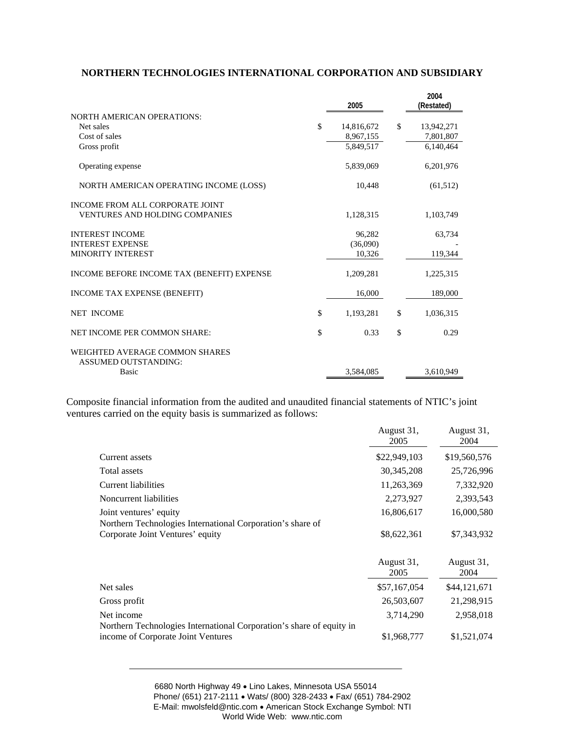**NORTHERN TECHNOLOGIES INTERNATIONAL CORPORATION AND SUBSIDIARY**

| | 2005 | 2004 (Restated) |
|---|---|---|
| NORTH AMERICAN OPERATIONS: | | |
| Net sales | $ 14,816,672 | $ 13,942,271 |
| Cost of sales | 8,967,155 | 7,801,807 |
| Gross profit | 5,849,517 | 6,140,464 |
| Operating expense | 5,839,069 | 6,201,976 |
| NORTH AMERICAN OPERATING INCOME (LOSS) | 10,448 | (61,512) |
| INCOME FROM ALL CORPORATE JOINT VENTURES AND HOLDING COMPANIES | 1,128,315 | 1,103,749 |
| INTEREST INCOME | 96,282 | 63,734 |
| INTEREST EXPENSE | (36,090) | - |
| MINORITY INTEREST | 10,326 | 119,344 |
| INCOME BEFORE INCOME TAX (BENEFIT) EXPENSE | 1,209,281 | 1,225,315 |
| INCOME TAX EXPENSE (BENEFIT) | 16,000 | 189,000 |
| NET INCOME | $ 1,193,281 | $ 1,036,315 |
| NET INCOME PER COMMON SHARE: | $ 0.33 | $ 0.29 |
| WEIGHTED AVERAGE COMMON SHARES ASSUMED OUTSTANDING: | | |
| Basic | 3,584,085 | 3,610,949 |

Composite financial information from the audited and unaudited financial statements of NTIC's joint ventures carried on the equity basis is summarized as follows:

| | August 31, 2005 | August 31, 2004 |
|---|---|---|
| Current assets | $22,949,103 | $19,560,576 |
| Total assets | 30,345,208 | 25,726,996 |
| Current liabilities | 11,263,369 | 7,332,920 |
| Noncurrent liabilities | 2,273,927 | 2,393,543 |
| Joint ventures' equity | 16,806,617 | 16,000,580 |
| Northern Technologies International Corporation's share of Corporate Joint Ventures' equity | $8,622,361 | $7,343,932 |

| | August 31, 2005 | August 31, 2004 |
|---|---|---|
| Net sales | $57,167,054 | $44,121,671 |
| Gross profit | 26,503,607 | 21,298,915 |
| Net income | 3,714,290 | 2,958,018 |
| Northern Technologies International Corporation's share of equity in income of Corporate Joint Ventures | $1,968,777 | $1,521,074 |

6680 North Highway 49 • Lino Lakes, Minnesota USA 55014
Phone/ (651) 217-2111 • Wats/ (800) 328-2433 • Fax/ (651) 784-2902
E-Mail: mwolsfeld@ntic.com • American Stock Exchange Symbol: NTI
World Wide Web: www.ntic.com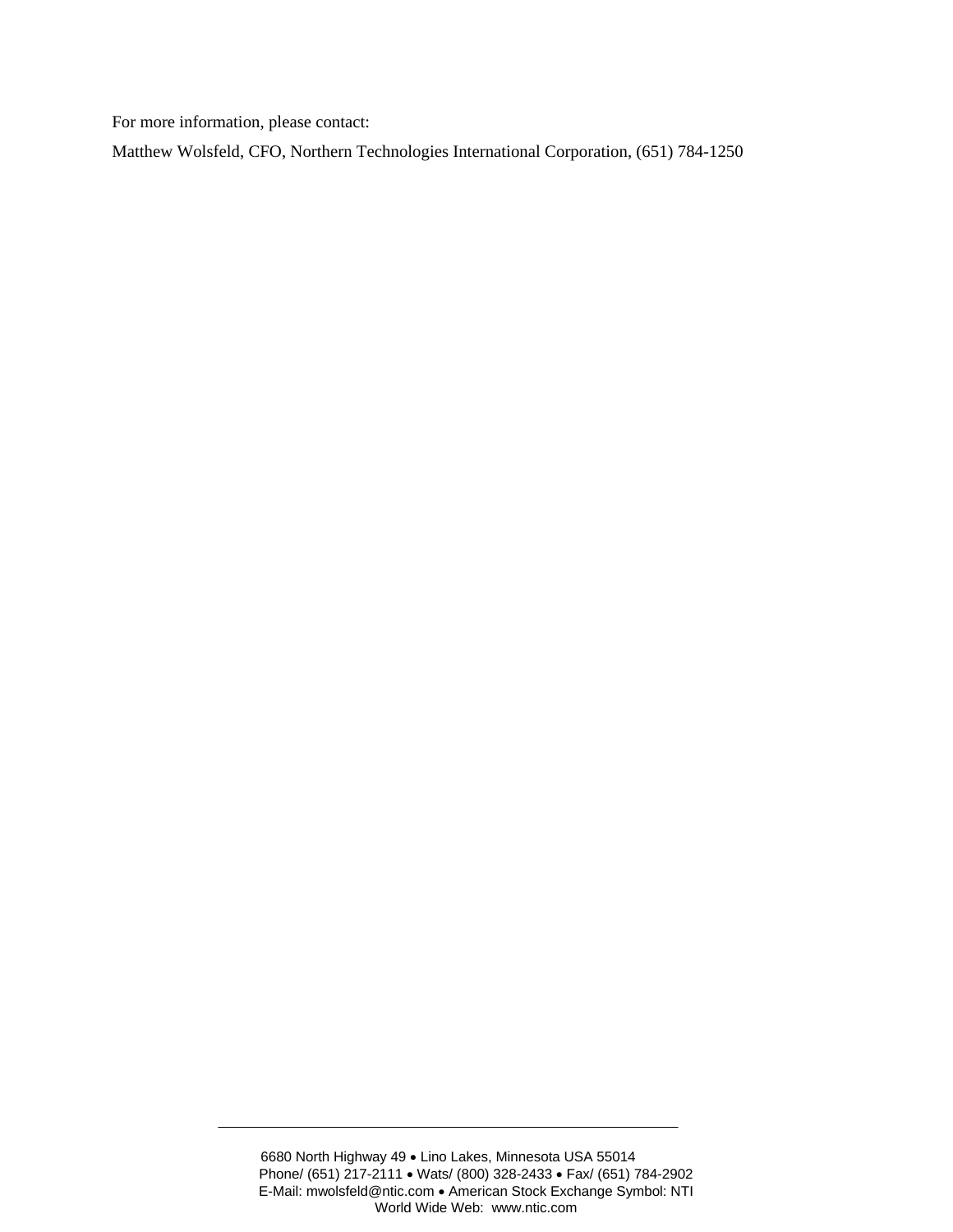For more information, please contact:

Matthew Wolsfeld, CFO, Northern Technologies International Corporation, (651) 784-1250

---

6680 North Highway 49 • Lino Lakes, Minnesota USA 55014
Phone/ (651) 217-2111 • Wats/ (800) 328-2433 • Fax/ (651) 784-2902
E-Mail: mwolsfeld@ntic.com • American Stock Exchange Symbol: NTI
World Wide Web: www.ntic.com